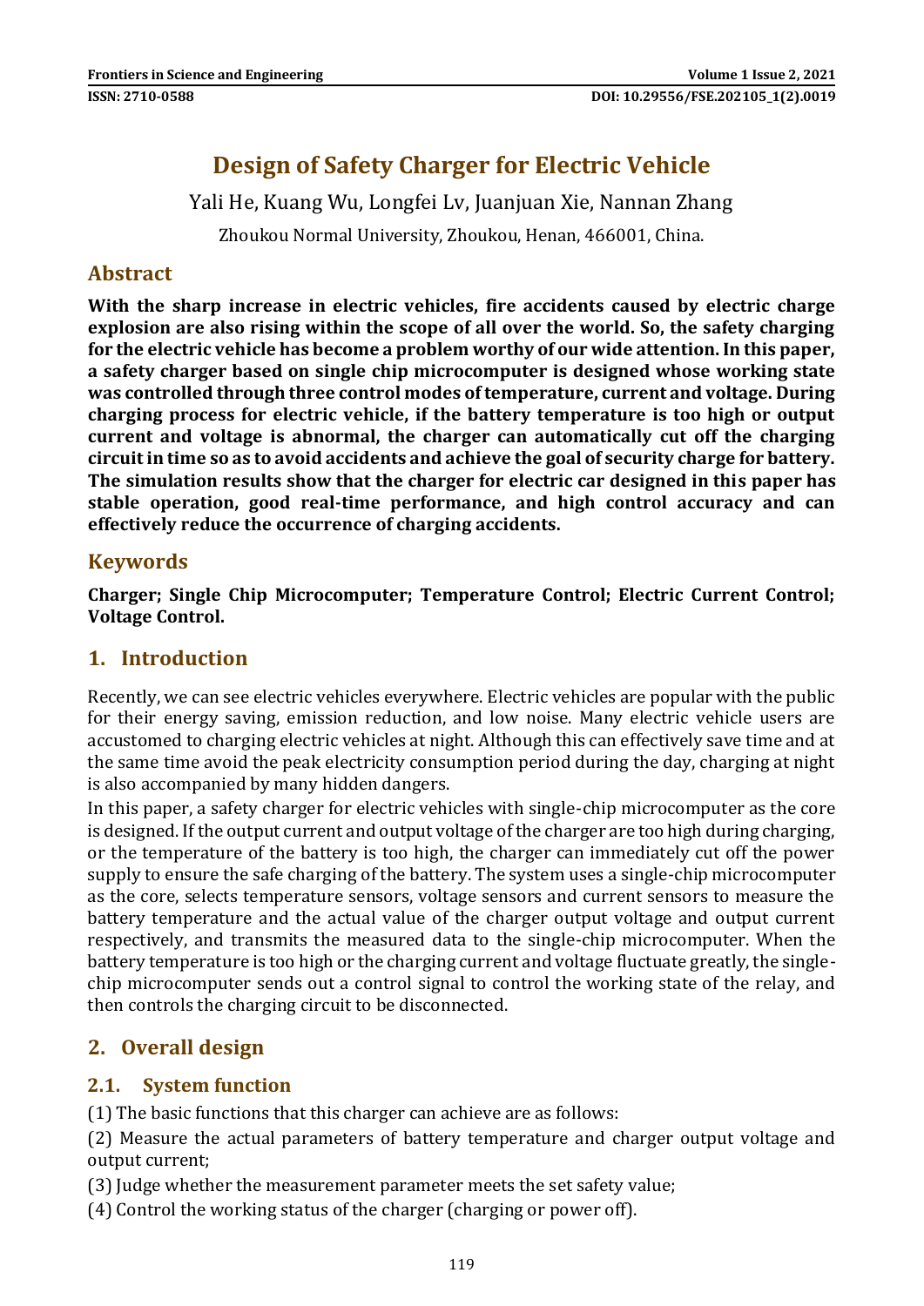# Design of Safety Charger for Electric Vehicle

Yali He, Kuang Wu, Longfei Lv, Juanjuan Xie, Nannan Zhang

Zhoukou Normal University, Zhoukou, Henan, 466001, China.

## Abstract

**With the sharp increase in electric vehicles, fire accidents caused by electric charge explosion are also rising within the scope of all over the world. So, the safety charging for the electric vehicle has become a problem worthy of our wide attention. In this paper, a safety charger based on single chip microcomputer is designed whose working state was controlled through three control modes of temperature, current and voltage. During charging process for electric vehicle, if the battery temperature is too high or output current and voltage is abnormal, the charger can automatically cut off the charging circuit in time so as to avoid accidents and achieve the goal of security charge for battery. The simulation results show that the charger for electric car designed in this paper has stable operation, good real-time performance, and high control accuracy and can effectively reduce the occurrence of charging accidents.**

## Keywords

**Charger; Single Chip Microcomputer; Temperature Control; Electric Current Control; Voltage Control.**

## 1. Introduction

Recently, we can see electric vehicles everywhere. Electric vehicles are popular with the public for their energy saving, emission reduction, and low noise. Many electric vehicle users are accustomed to charging electric vehicles at night. Although this can effectively save time and at the same time avoid the peak electricity consumption period during the day, charging at night is also accompanied by many hidden dangers.

In this paper, a safety charger for electric vehicles with single-chip microcomputer as the core is designed. If the output current and output voltage of the charger are too high during charging, or the temperature of the battery is too high, the charger can immediately cut off the power supply to ensure the safe charging of the battery. The system uses a single-chip microcomputer as the core, selects temperature sensors, voltage sensors and current sensors to measure the battery temperature and the actual value of the charger output voltage and output current respectively, and transmits the measured data to the single-chip microcomputer. When the battery temperature is too high or the charging current and voltage fluctuate greatly, the single-chip microcomputer sends out a control signal to control the working state of the relay, and then controls the charging circuit to be disconnected.

## 2. Overall design

### 2.1. System function

(1) The basic functions that this charger can achieve are as follows:

(2) Measure the actual parameters of battery temperature and charger output voltage and output current;

(3) Judge whether the measurement parameter meets the set safety value;

(4) Control the working status of the charger (charging or power off).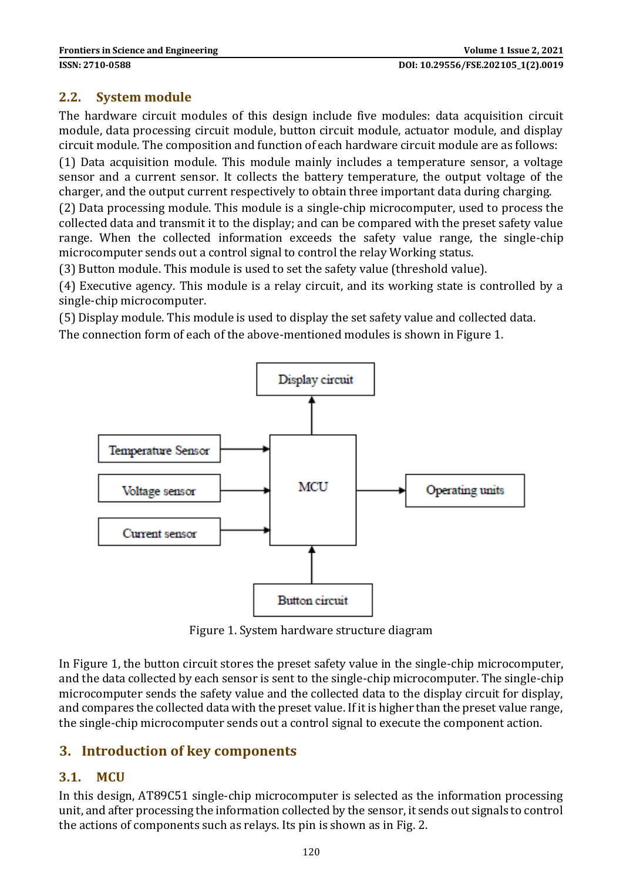## 2.2. System module

The hardware circuit modules of this design include five modules: data acquisition circuit module, data processing circuit module, button circuit module, actuator module, and display circuit module. The composition and function of each hardware circuit module are as follows:

(1) Data acquisition module. This module mainly includes a temperature sensor, a voltage sensor and a current sensor. It collects the battery temperature, the output voltage of the charger, and the output current respectively to obtain three important data during charging.

(2) Data processing module. This module is a single-chip microcomputer, used to process the collected data and transmit it to the display; and can be compared with the preset safety value range. When the collected information exceeds the safety value range, the single-chip microcomputer sends out a control signal to control the relay Working status.

(3) Button module. This module is used to set the safety value (threshold value).

(4) Executive agency. This module is a relay circuit, and its working state is controlled by a single-chip microcomputer.

(5) Display module. This module is used to display the set safety value and collected data.

The connection form of each of the above-mentioned modules is shown in Figure 1.

Figure 1. System hardware structure diagram

In Figure 1, the button circuit stores the preset safety value in the single-chip microcomputer, and the data collected by each sensor is sent to the single-chip microcomputer. The single-chip microcomputer sends the safety value and the collected data to the display circuit for display, and compares the collected data with the preset value. If it is higher than the preset value range, the single-chip microcomputer sends out a control signal to execute the component action.

# 3. Introduction of key components

## 3.1. MCU

In this design, AT89C51 single-chip microcomputer is selected as the information processing unit, and after processing the information collected by the sensor, it sends out signals to control the actions of components such as relays. Its pin is shown as in Fig. 2.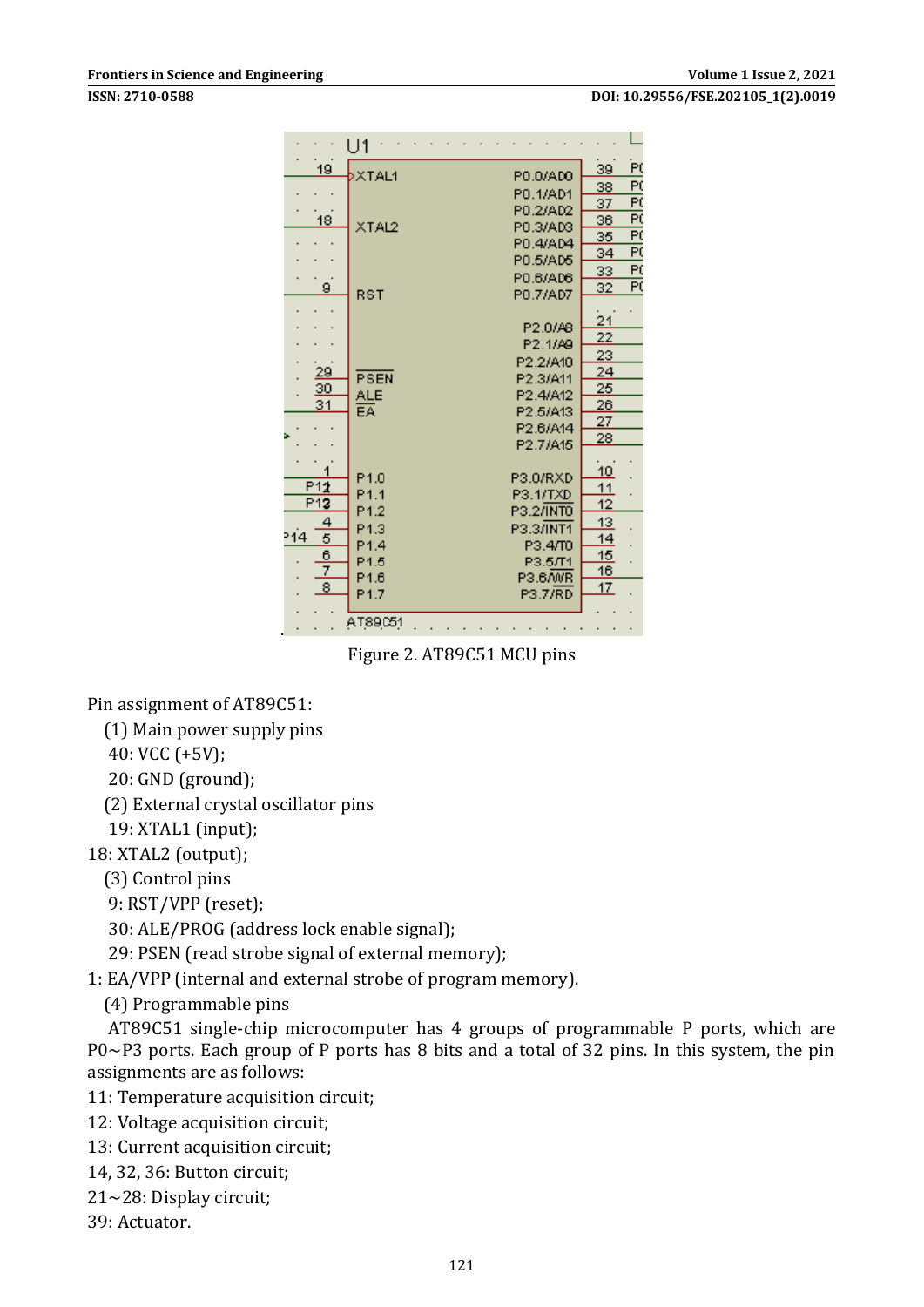Figure 2. AT89C51 MCU pins

Pin assignment of AT89C51:

(1) Main power supply pins

40: VCC (+5V);

20: GND (ground);

(2) External crystal oscillator pins

19: XTAL1 (input);

18: XTAL2 (output);

(3) Control pins

9: RST/VPP (reset);

30: ALE/PROG (address lock enable signal);

29: PSEN (read strobe signal of external memory);

1: EA/VPP (internal and external strobe of program memory).

(4) Programmable pins

AT89C51 single-chip microcomputer has 4 groups of programmable P ports, which are P0~P3 ports. Each group of P ports has 8 bits and a total of 32 pins. In this system, the pin assignments are as follows:

11: Temperature acquisition circuit;

12: Voltage acquisition circuit;

13: Current acquisition circuit;

14, 32, 36: Button circuit;

21~28: Display circuit;

39: Actuator.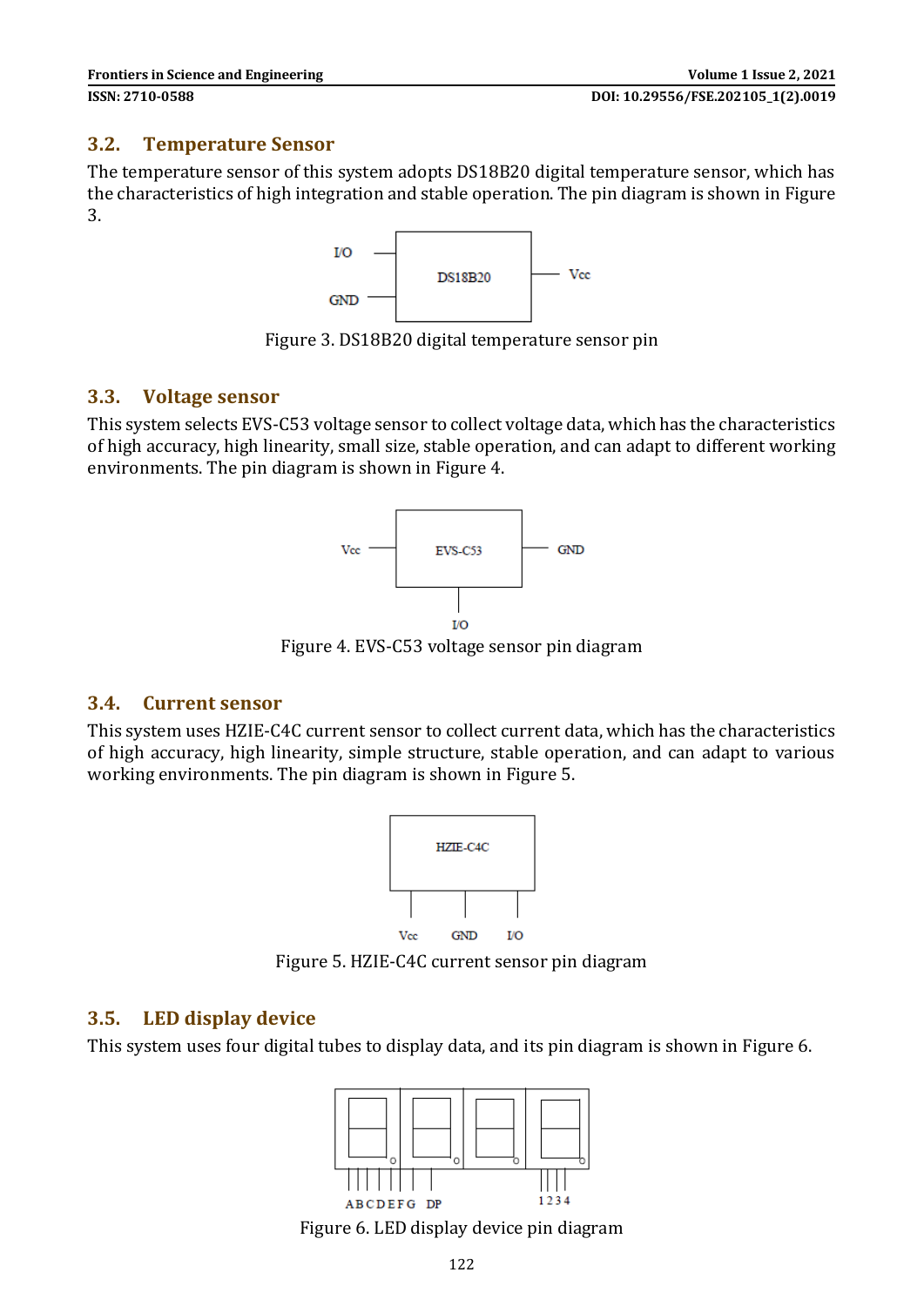## 3.2. Temperature Sensor

The temperature sensor of this system adopts DS18B20 digital temperature sensor, which has the characteristics of high integration and stable operation. The pin diagram is shown in Figure 3.

Figure 3. DS18B20 digital temperature sensor pin

## 3.3. Voltage sensor

This system selects EVS-C53 voltage sensor to collect voltage data, which has the characteristics of high accuracy, high linearity, small size, stable operation, and can adapt to different working environments. The pin diagram is shown in Figure 4.

Figure 4. EVS-C53 voltage sensor pin diagram

## 3.4. Current sensor

This system uses HZIE-C4C current sensor to collect current data, which has the characteristics of high accuracy, high linearity, simple structure, stable operation, and can adapt to various working environments. The pin diagram is shown in Figure 5.

Figure 5. HZIE-C4C current sensor pin diagram

## 3.5. LED display device

This system uses four digital tubes to display data, and its pin diagram is shown in Figure 6.

Figure 6. LED display device pin diagram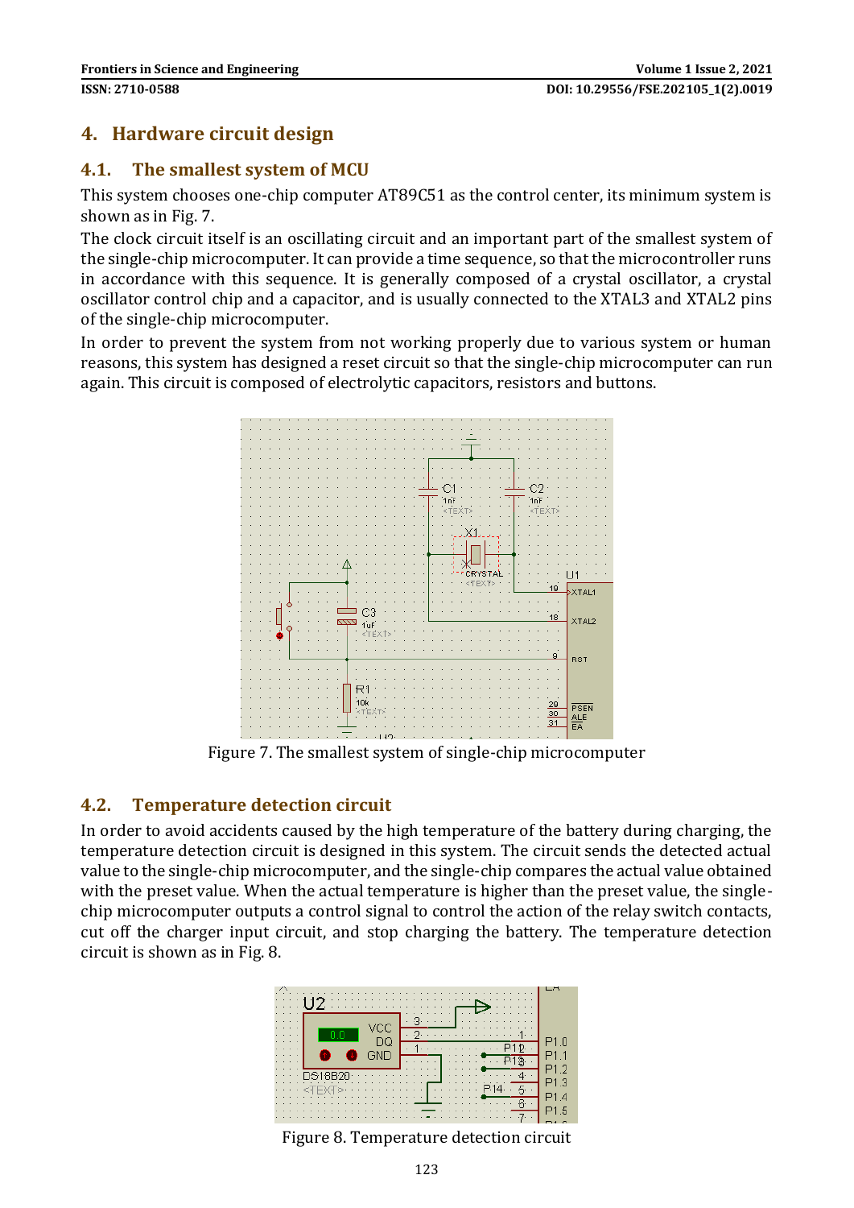## 4. Hardware circuit design

### 4.1. The smallest system of MCU

This system chooses one-chip computer AT89C51 as the control center, its minimum system is shown as in Fig. 7.

The clock circuit itself is an oscillating circuit and an important part of the smallest system of the single-chip microcomputer. It can provide a time sequence, so that the microcontroller runs in accordance with this sequence. It is generally composed of a crystal oscillator, a crystal oscillator control chip and a capacitor, and is usually connected to the XTAL3 and XTAL2 pins of the single-chip microcomputer.

In order to prevent the system from not working properly due to various system or human reasons, this system has designed a reset circuit so that the single-chip microcomputer can run again. This circuit is composed of electrolytic capacitors, resistors and buttons.

Figure 7. The smallest system of single-chip microcomputer

### 4.2. Temperature detection circuit

In order to avoid accidents caused by the high temperature of the battery during charging, the temperature detection circuit is designed in this system. The circuit sends the detected actual value to the single-chip microcomputer, and the single-chip compares the actual value obtained with the preset value. When the actual temperature is higher than the preset value, the single-chip microcomputer outputs a control signal to control the action of the relay switch contacts, cut off the charger input circuit, and stop charging the battery. The temperature detection circuit is shown as in Fig. 8.

Figure 8. Temperature detection circuit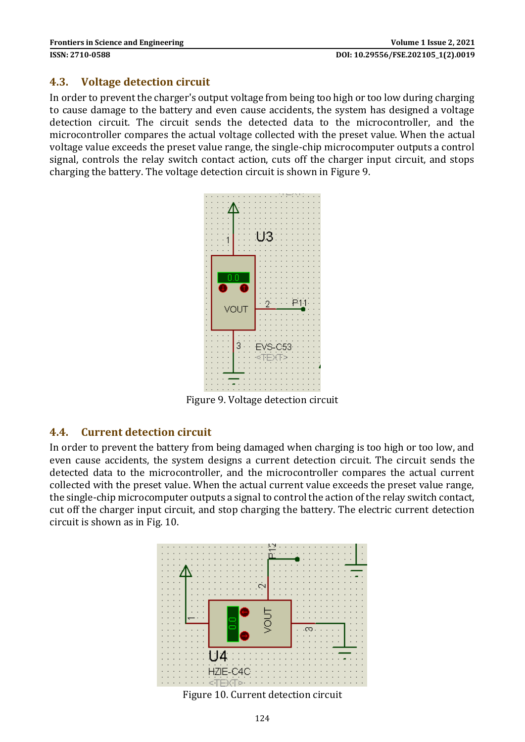## 4.3. Voltage detection circuit

In order to prevent the charger's output voltage from being too high or too low during charging to cause damage to the battery and even cause accidents, the system has designed a voltage detection circuit. The circuit sends the detected data to the microcontroller, and the microcontroller compares the actual voltage collected with the preset value. When the actual voltage value exceeds the preset value range, the single-chip microcomputer outputs a control signal, controls the relay switch contact action, cuts off the charger input circuit, and stops charging the battery. The voltage detection circuit is shown in Figure 9.

Figure 9. Voltage detection circuit

## 4.4. Current detection circuit

In order to prevent the battery from being damaged when charging is too high or too low, and even cause accidents, the system designs a current detection circuit. The circuit sends the detected data to the microcontroller, and the microcontroller compares the actual current collected with the preset value. When the actual current value exceeds the preset value range, the single-chip microcomputer outputs a signal to control the action of the relay switch contact, cut off the charger input circuit, and stop charging the battery. The electric current detection circuit is shown as in Fig. 10.

Figure 10. Current detection circuit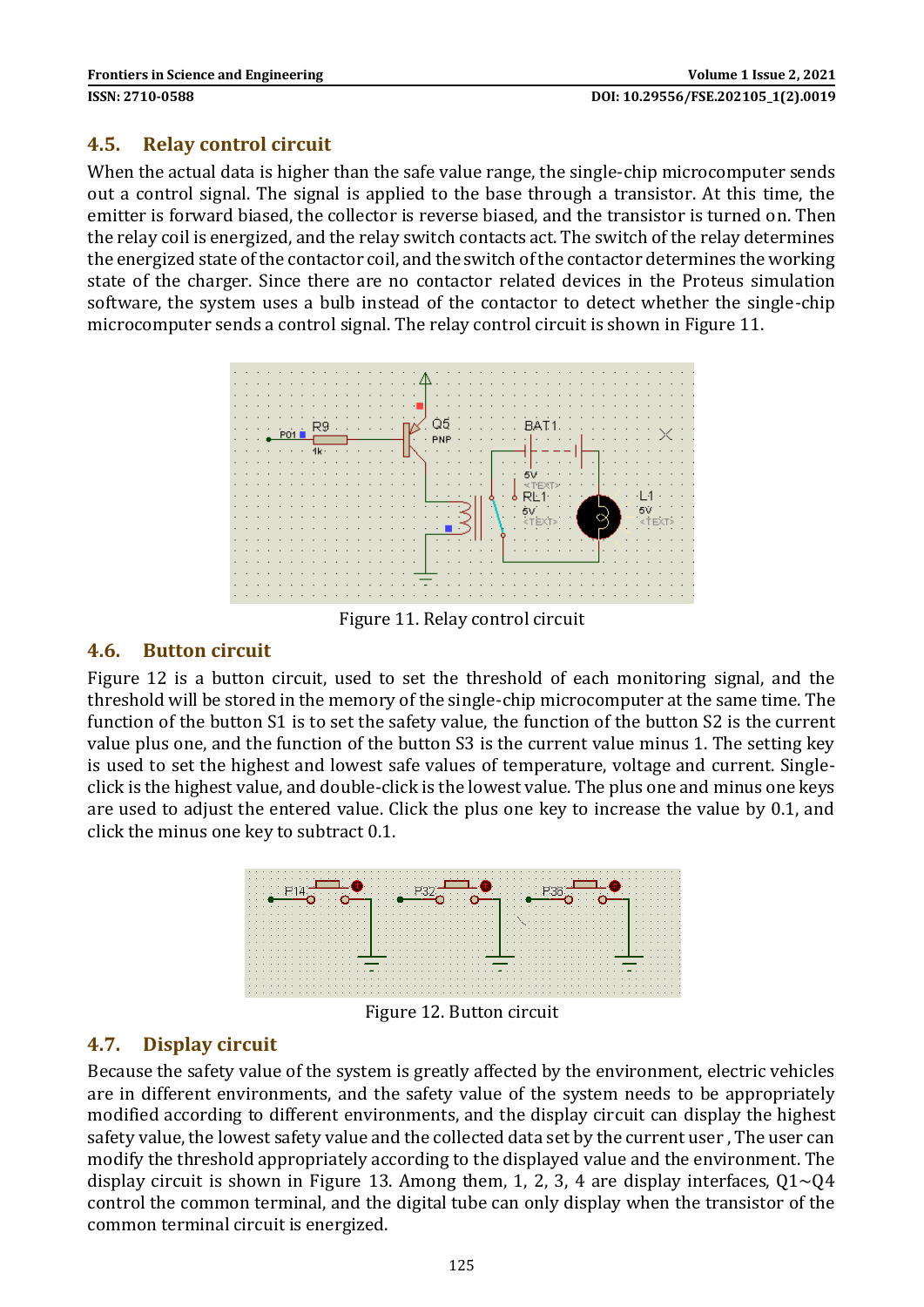## 4.5. Relay control circuit

When the actual data is higher than the safe value range, the single-chip microcomputer sends out a control signal. The signal is applied to the base through a transistor. At this time, the emitter is forward biased, the collector is reverse biased, and the transistor is turned on. Then the relay coil is energized, and the relay switch contacts act. The switch of the relay determines the energized state of the contactor coil, and the switch of the contactor determines the working state of the charger. Since there are no contactor related devices in the Proteus simulation software, the system uses a bulb instead of the contactor to detect whether the single-chip microcomputer sends a control signal. The relay control circuit is shown in Figure 11.

Figure 11. Relay control circuit

## 4.6. Button circuit

Figure 12 is a button circuit, used to set the threshold of each monitoring signal, and the threshold will be stored in the memory of the single-chip microcomputer at the same time. The function of the button S1 is to set the safety value, the function of the button S2 is the current value plus one, and the function of the button S3 is the current value minus 1. The setting key is used to set the highest and lowest safe values of temperature, voltage and current. Single-click is the highest value, and double-click is the lowest value. The plus one and minus one keys are used to adjust the entered value. Click the plus one key to increase the value by 0.1, and click the minus one key to subtract 0.1.

Figure 12. Button circuit

## 4.7. Display circuit

Because the safety value of the system is greatly affected by the environment, electric vehicles are in different environments, and the safety value of the system needs to be appropriately modified according to different environments, and the display circuit can display the highest safety value, the lowest safety value and the collected data set by the current user , The user can modify the threshold appropriately according to the displayed value and the environment. The display circuit is shown in Figure 13. Among them, 1, 2, 3, 4 are display interfaces, Q1~Q4 control the common terminal, and the digital tube can only display when the transistor of the common terminal circuit is energized.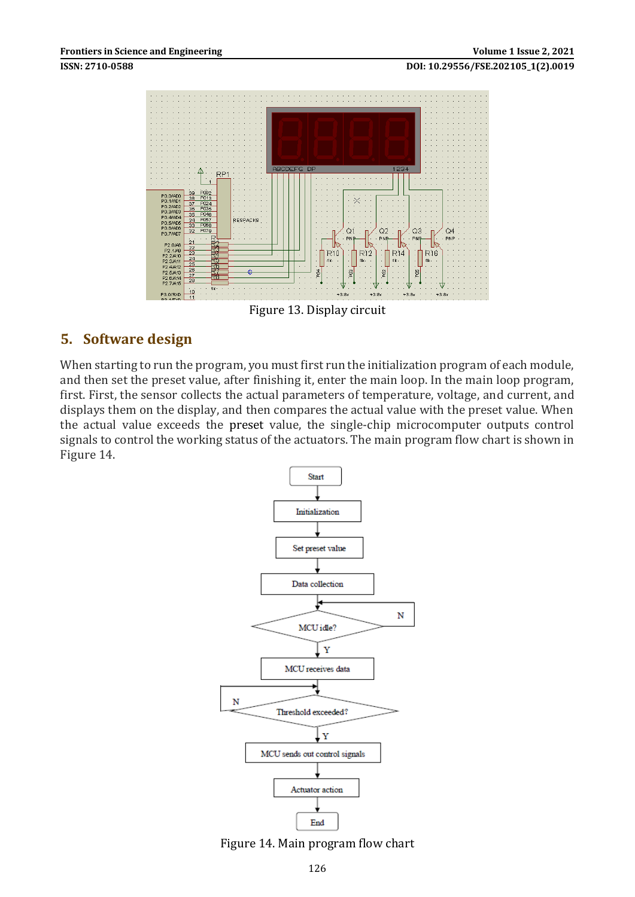Figure 13. Display circuit

## 5. Software design

When starting to run the program, you must first run the initialization program of each module, and then set the preset value, after finishing it, enter the main loop. In the main loop program, first. First, the sensor collects the actual parameters of temperature, voltage, and current, and displays them on the display, and then compares the actual value with the preset value. When the actual value exceeds the preset value, the single-chip microcomputer outputs control signals to control the working status of the actuators. The main program flow chart is shown in Figure 14.

Figure 14. Main program flow chart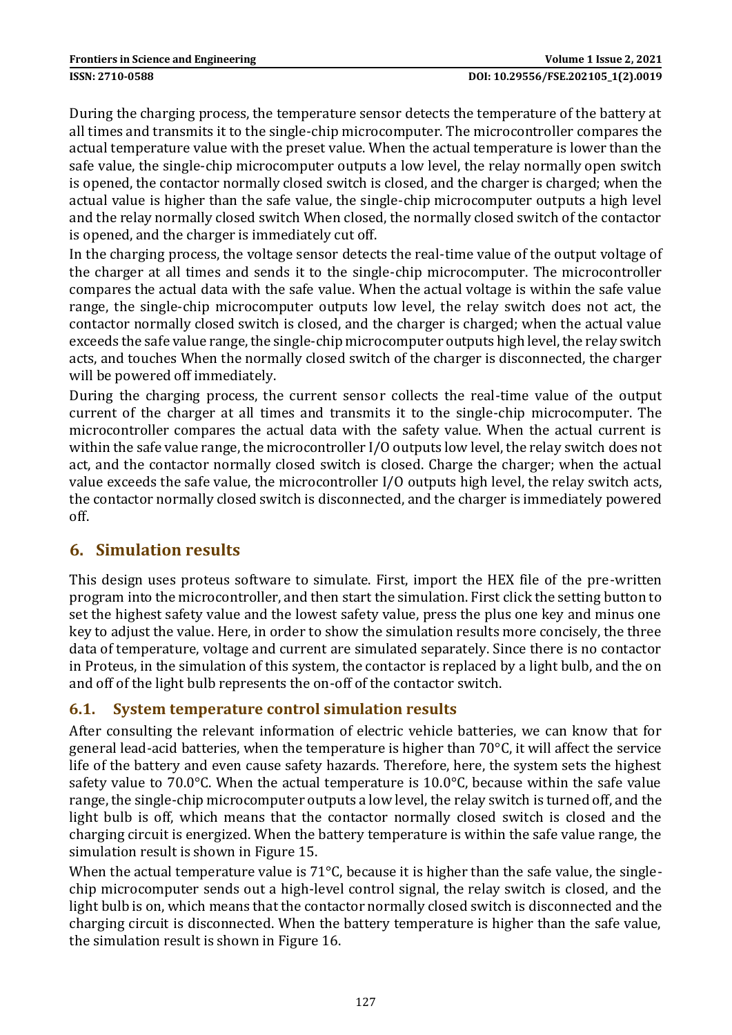During the charging process, the temperature sensor detects the temperature of the battery at all times and transmits it to the single-chip microcomputer. The microcontroller compares the actual temperature value with the preset value. When the actual temperature is lower than the safe value, the single-chip microcomputer outputs a low level, the relay normally open switch is opened, the contactor normally closed switch is closed, and the charger is charged; when the actual value is higher than the safe value, the single-chip microcomputer outputs a high level and the relay normally closed switch When closed, the normally closed switch of the contactor is opened, and the charger is immediately cut off.

In the charging process, the voltage sensor detects the real-time value of the output voltage of the charger at all times and sends it to the single-chip microcomputer. The microcontroller compares the actual data with the safe value. When the actual voltage is within the safe value range, the single-chip microcomputer outputs low level, the relay switch does not act, the contactor normally closed switch is closed, and the charger is charged; when the actual value exceeds the safe value range, the single-chip microcomputer outputs high level, the relay switch acts, and touches When the normally closed switch of the charger is disconnected, the charger will be powered off immediately.

During the charging process, the current sensor collects the real-time value of the output current of the charger at all times and transmits it to the single-chip microcomputer. The microcontroller compares the actual data with the safety value. When the actual current is within the safe value range, the microcontroller I/O outputs low level, the relay switch does not act, and the contactor normally closed switch is closed. Charge the charger; when the actual value exceeds the safe value, the microcontroller I/O outputs high level, the relay switch acts, the contactor normally closed switch is disconnected, and the charger is immediately powered off.

## 6. Simulation results

This design uses proteus software to simulate. First, import the HEX file of the pre-written program into the microcontroller, and then start the simulation. First click the setting button to set the highest safety value and the lowest safety value, press the plus one key and minus one key to adjust the value. Here, in order to show the simulation results more concisely, the three data of temperature, voltage and current are simulated separately. Since there is no contactor in Proteus, in the simulation of this system, the contactor is replaced by a light bulb, and the on and off of the light bulb represents the on-off of the contactor switch.

### 6.1. System temperature control simulation results

After consulting the relevant information of electric vehicle batteries, we can know that for general lead-acid batteries, when the temperature is higher than 70°C, it will affect the service life of the battery and even cause safety hazards. Therefore, here, the system sets the highest safety value to 70.0°C. When the actual temperature is 10.0°C, because within the safe value range, the single-chip microcomputer outputs a low level, the relay switch is turned off, and the light bulb is off, which means that the contactor normally closed switch is closed and the charging circuit is energized. When the battery temperature is within the safe value range, the simulation result is shown in Figure 15.

When the actual temperature value is 71°C, because it is higher than the safe value, the single-chip microcomputer sends out a high-level control signal, the relay switch is closed, and the light bulb is on, which means that the contactor normally closed switch is disconnected and the charging circuit is disconnected. When the battery temperature is higher than the safe value, the simulation result is shown in Figure 16.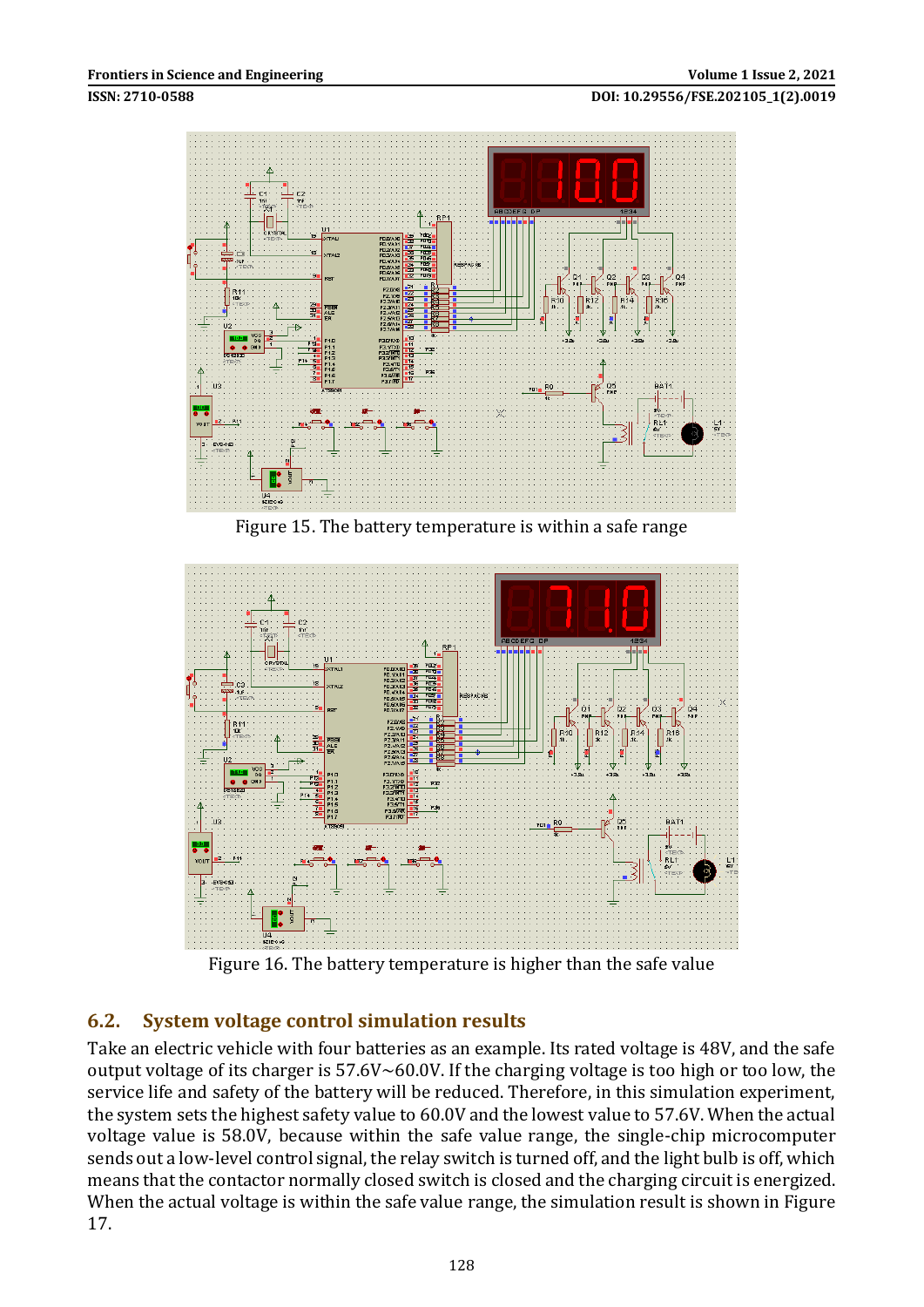Figure 15. The battery temperature is within a safe range

Figure 16. The battery temperature is higher than the safe value

## 6.2. System voltage control simulation results

Take an electric vehicle with four batteries as an example. Its rated voltage is 48V, and the safe output voltage of its charger is 57.6V~60.0V. If the charging voltage is too high or too low, the service life and safety of the battery will be reduced. Therefore, in this simulation experiment, the system sets the highest safety value to 60.0V and the lowest value to 57.6V. When the actual voltage value is 58.0V, because within the safe value range, the single-chip microcomputer sends out a low-level control signal, the relay switch is turned off, and the light bulb is off, which means that the contactor normally closed switch is closed and the charging circuit is energized. When the actual voltage is within the safe value range, the simulation result is shown in Figure 17.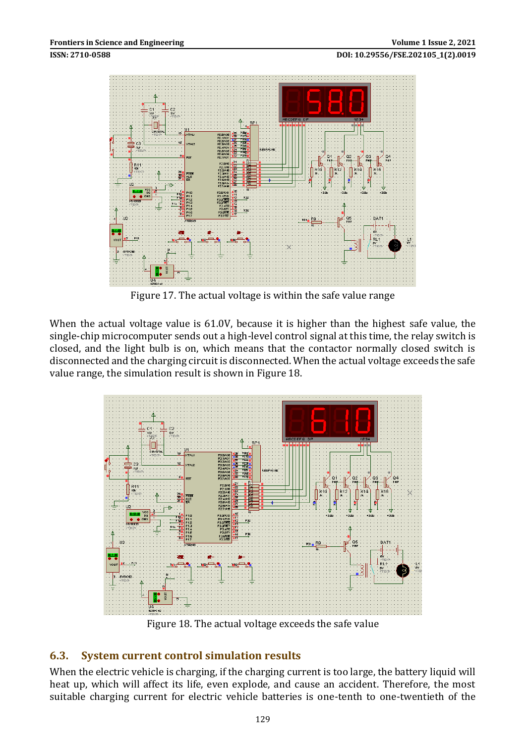Figure 17. The actual voltage is within the safe value range

When the actual voltage value is 61.0V, because it is higher than the highest safe value, the single-chip microcomputer sends out a high-level control signal at this time, the relay switch is closed, and the light bulb is on, which means that the contactor normally closed switch is disconnected and the charging circuit is disconnected. When the actual voltage exceeds the safe value range, the simulation result is shown in Figure 18.

Figure 18. The actual voltage exceeds the safe value

## 6.3. System current control simulation results

When the electric vehicle is charging, if the charging current is too large, the battery liquid will heat up, which will affect its life, even explode, and cause an accident. Therefore, the most suitable charging current for electric vehicle batteries is one-tenth to one-twentieth of the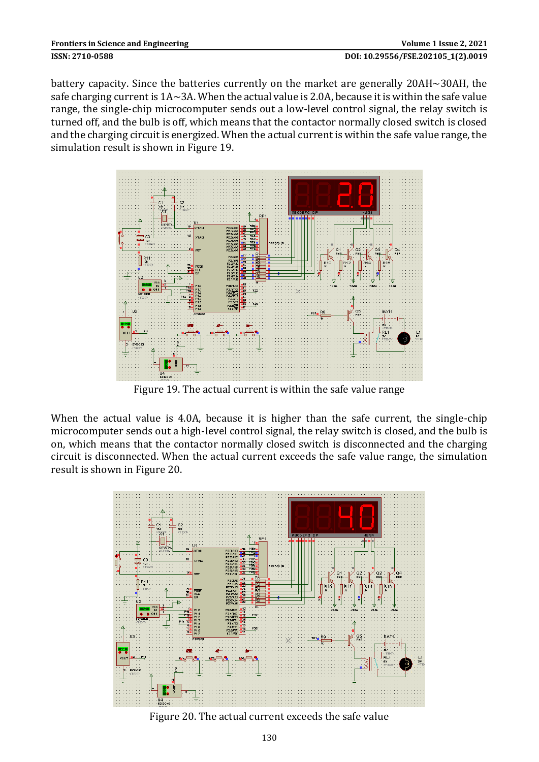battery capacity. Since the batteries currently on the market are generally 20AH~30AH, the safe charging current is 1A~3A. When the actual value is 2.0A, because it is within the safe value range, the single-chip microcomputer sends out a low-level control signal, the relay switch is turned off, and the bulb is off, which means that the contactor normally closed switch is closed and the charging circuit is energized. When the actual current is within the safe value range, the simulation result is shown in Figure 19.

Figure 19. The actual current is within the safe value range

When the actual value is 4.0A, because it is higher than the safe current, the single-chip microcomputer sends out a high-level control signal, the relay switch is closed, and the bulb is on, which means that the contactor normally closed switch is disconnected and the charging circuit is disconnected. When the actual current exceeds the safe value range, the simulation result is shown in Figure 20.

Figure 20. The actual current exceeds the safe value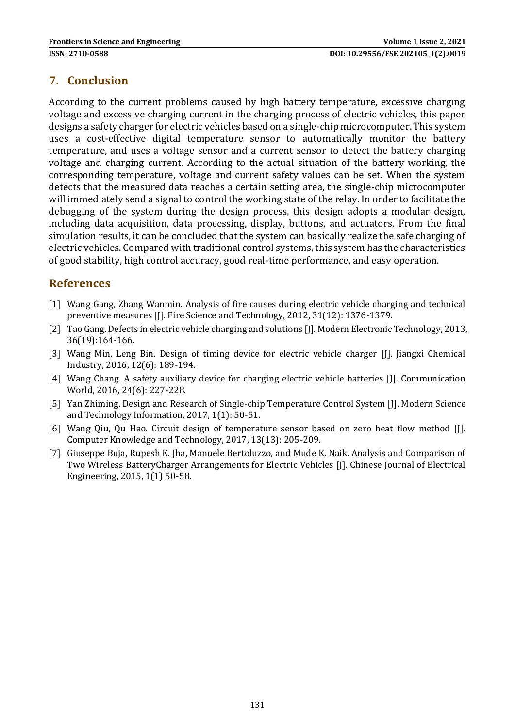## 7. Conclusion

According to the current problems caused by high battery temperature, excessive charging voltage and excessive charging current in the charging process of electric vehicles, this paper designs a safety charger for electric vehicles based on a single-chip microcomputer. This system uses a cost-effective digital temperature sensor to automatically monitor the battery temperature, and uses a voltage sensor and a current sensor to detect the battery charging voltage and charging current. According to the actual situation of the battery working, the corresponding temperature, voltage and current safety values can be set. When the system detects that the measured data reaches a certain setting area, the single-chip microcomputer will immediately send a signal to control the working state of the relay. In order to facilitate the debugging of the system during the design process, this design adopts a modular design, including data acquisition, data processing, display, buttons, and actuators. From the final simulation results, it can be concluded that the system can basically realize the safe charging of electric vehicles. Compared with traditional control systems, this system has the characteristics of good stability, high control accuracy, good real-time performance, and easy operation.

## References

[1] Wang Gang, Zhang Wanmin. Analysis of fire causes during electric vehicle charging and technical preventive measures [J]. Fire Science and Technology, 2012, 31(12): 1376-1379.

[2] Tao Gang. Defects in electric vehicle charging and solutions [J]. Modern Electronic Technology, 2013, 36(19):164-166.

[3] Wang Min, Leng Bin. Design of timing device for electric vehicle charger [J]. Jiangxi Chemical Industry, 2016, 12(6): 189-194.

[4] Wang Chang. A safety auxiliary device for charging electric vehicle batteries [J]. Communication World, 2016, 24(6): 227-228.

[5] Yan Zhiming. Design and Research of Single-chip Temperature Control System [J]. Modern Science and Technology Information, 2017, 1(1): 50-51.

[6] Wang Qiu, Qu Hao. Circuit design of temperature sensor based on zero heat flow method [J]. Computer Knowledge and Technology, 2017, 13(13): 205-209.

[7] Giuseppe Buja, Rupesh K. Jha, Manuele Bertoluzzo, and Mude K. Naik. Analysis and Comparison of Two Wireless BatteryCharger Arrangements for Electric Vehicles [J]. Chinese Journal of Electrical Engineering, 2015, 1(1) 50-58.